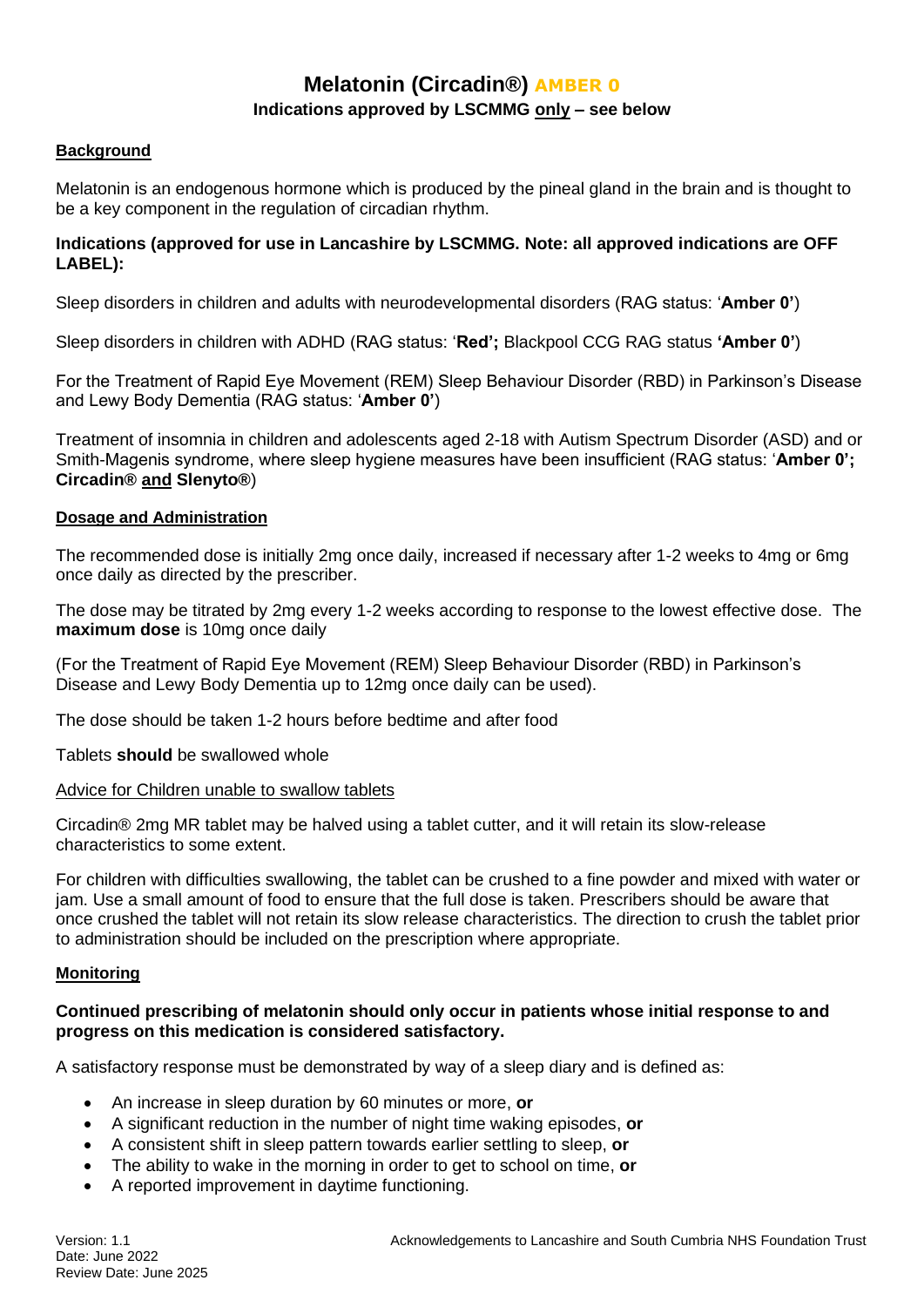# Melatonin (Circadin®) AMBER 0

**Indications approved by LSCMMG only – see below**

## Background

Melatonin is an endogenous hormone which is produced by the pineal gland in the brain and is thought to be a key component in the regulation of circadian rhythm.

**Indications (approved for use in Lancashire by LSCMMG. Note: all approved indications are OFF LABEL):**

Sleep disorders in children and adults with neurodevelopmental disorders (RAG status: '**Amber 0'**)

Sleep disorders in children with ADHD (RAG status: '**Red';** Blackpool CCG RAG status **'Amber 0'**)

For the Treatment of Rapid Eye Movement (REM) Sleep Behaviour Disorder (RBD) in Parkinson's Disease and Lewy Body Dementia (RAG status: '**Amber 0'**)

Treatment of insomnia in children and adolescents aged 2-18 with Autism Spectrum Disorder (ASD) and or Smith-Magenis syndrome, where sleep hygiene measures have been insufficient (RAG status: '**Amber 0'; Circadin® and Slenyto®**)

## Dosage and Administration

The recommended dose is initially 2mg once daily, increased if necessary after 1-2 weeks to 4mg or 6mg once daily as directed by the prescriber.

The dose may be titrated by 2mg every 1-2 weeks according to response to the lowest effective dose. The **maximum dose** is 10mg once daily

(For the Treatment of Rapid Eye Movement (REM) Sleep Behaviour Disorder (RBD) in Parkinson's Disease and Lewy Body Dementia up to 12mg once daily can be used).

The dose should be taken 1-2 hours before bedtime and after food

Tablets **should** be swallowed whole

Advice for Children unable to swallow tablets

Circadin® 2mg MR tablet may be halved using a tablet cutter, and it will retain its slow-release characteristics to some extent.

For children with difficulties swallowing, the tablet can be crushed to a fine powder and mixed with water or jam. Use a small amount of food to ensure that the full dose is taken. Prescribers should be aware that once crushed the tablet will not retain its slow release characteristics. The direction to crush the tablet prior to administration should be included on the prescription where appropriate.

## Monitoring

**Continued prescribing of melatonin should only occur in patients whose initial response to and progress on this medication is considered satisfactory.**

A satisfactory response must be demonstrated by way of a sleep diary and is defined as:

- An increase in sleep duration by 60 minutes or more, **or**
- A significant reduction in the number of night time waking episodes, **or**
- A consistent shift in sleep pattern towards earlier settling to sleep, **or**
- The ability to wake in the morning in order to get to school on time, **or**
- A reported improvement in daytime functioning.

Version: 1.1
Date: June 2022
Review Date: June 2025

Acknowledgements to Lancashire and South Cumbria NHS Foundation Trust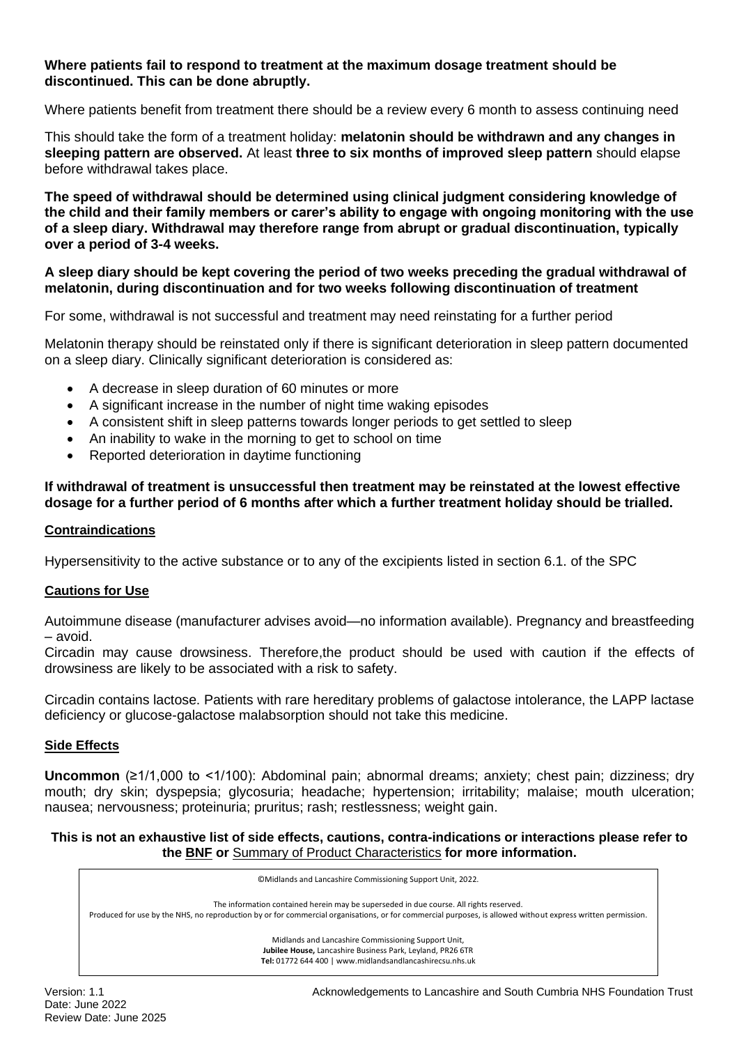**Where patients fail to respond to treatment at the maximum dosage treatment should be discontinued. This can be done abruptly.**

Where patients benefit from treatment there should be a review every 6 month to assess continuing need

This should take the form of a treatment holiday: **melatonin should be withdrawn and any changes in sleeping pattern are observed.** At least **three to six months of improved sleep pattern** should elapse before withdrawal takes place.

**The speed of withdrawal should be determined using clinical judgment considering knowledge of the child and their family members or carer's ability to engage with ongoing monitoring with the use of a sleep diary. Withdrawal may therefore range from abrupt or gradual discontinuation, typically over a period of 3-4 weeks.**

**A sleep diary should be kept covering the period of two weeks preceding the gradual withdrawal of melatonin, during discontinuation and for two weeks following discontinuation of treatment**

For some, withdrawal is not successful and treatment may need reinstating for a further period

Melatonin therapy should be reinstated only if there is significant deterioration in sleep pattern documented on a sleep diary. Clinically significant deterioration is considered as:

- A decrease in sleep duration of 60 minutes or more
- A significant increase in the number of night time waking episodes
- A consistent shift in sleep patterns towards longer periods to get settled to sleep
- An inability to wake in the morning to get to school on time
- Reported deterioration in daytime functioning

**If withdrawal of treatment is unsuccessful then treatment may be reinstated at the lowest effective dosage for a further period of 6 months after which a further treatment holiday should be trialled.**

## Contraindications

Hypersensitivity to the active substance or to any of the excipients listed in section 6.1. of the SPC

## Cautions for Use

Autoimmune disease (manufacturer advises avoid—no information available). Pregnancy and breastfeeding – avoid.

Circadin may cause drowsiness. Therefore,the product should be used with caution if the effects of drowsiness are likely to be associated with a risk to safety.

Circadin contains lactose. Patients with rare hereditary problems of galactose intolerance, the LAPP lactase deficiency or glucose-galactose malabsorption should not take this medicine.

## Side Effects

**Uncommon** (≥1/1,000 to <1/100): Abdominal pain; abnormal dreams; anxiety; chest pain; dizziness; dry mouth; dry skin; dyspepsia; glycosuria; headache; hypertension; irritability; malaise; mouth ulceration; nausea; nervousness; proteinuria; pruritus; rash; restlessness; weight gain.

**This is not an exhaustive list of side effects, cautions, contra-indications or interactions please refer to the BNF or Summary of Product Characteristics for more information.**

©Midlands and Lancashire Commissioning Support Unit, 2022.

The information contained herein may be superseded in due course. All rights reserved.
Produced for use by the NHS, no reproduction by or for commercial organisations, or for commercial purposes, is allowed without express written permission.

Midlands and Lancashire Commissioning Support Unit,
**Jubilee House,** Lancashire Business Park, Leyland, PR26 6TR
**Tel:** 01772 644 400 | www.midlandsandlancashirecsu.nhs.uk

Version: 1.1
Date: June 2022
Review Date: June 2025

Acknowledgements to Lancashire and South Cumbria NHS Foundation Trust